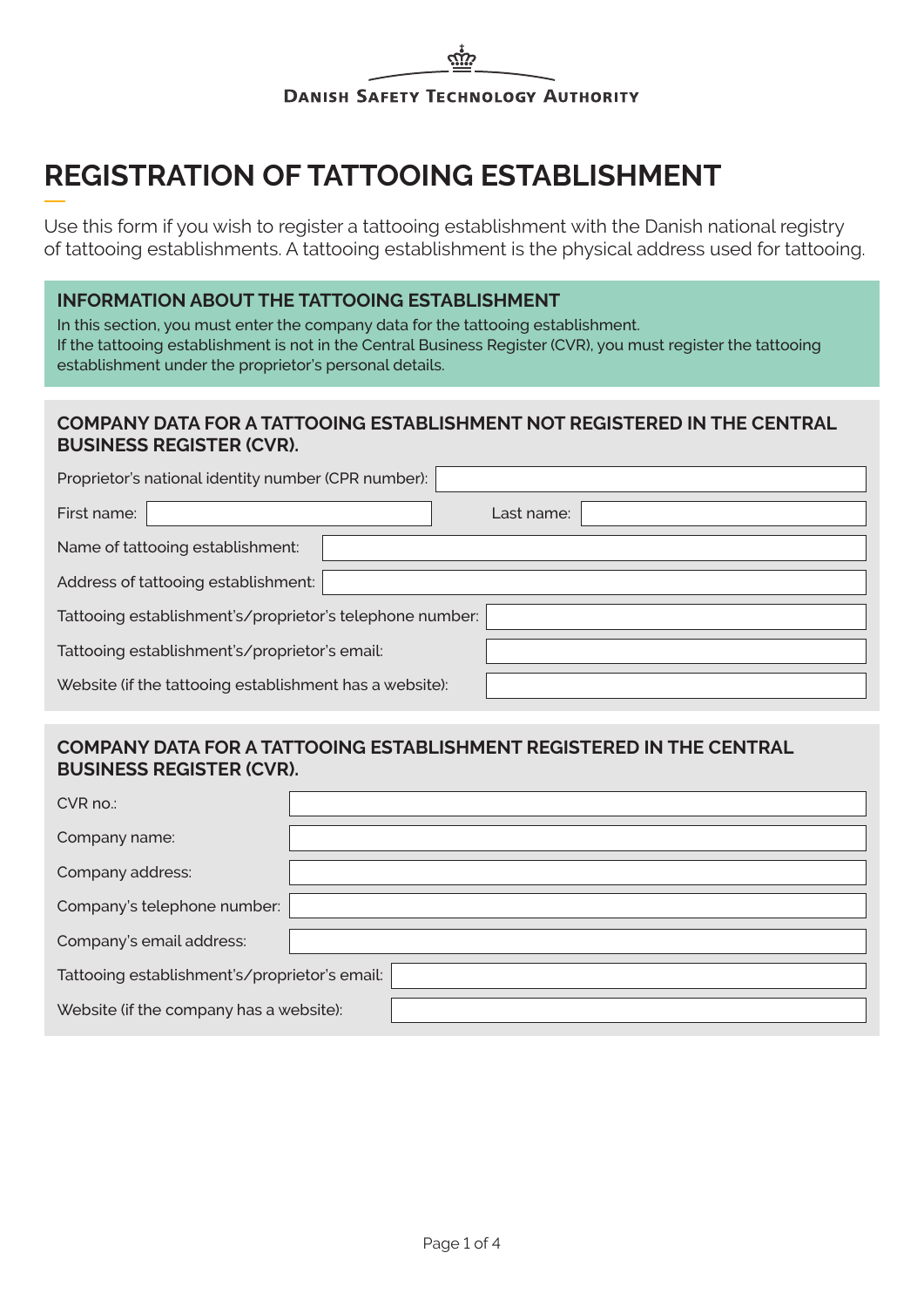DANISH SAFETY TECHNOLOGY AUTHORITY

# REGISTRATION OF TATTOOING ESTABLISHMENT

Use this form if you wish to register a tattooing establishment with the Danish national registry of tattooing establishments. A tattooing establishment is the physical address used for tattooing.

## INFORMATION ABOUT THE TATTOOING ESTABLISHMENT

In this section, you must enter the company data for the tattooing establishment.
If the tattooing establishment is not in the Central Business Register (CVR), you must register the tattooing establishment under the proprietor's personal details.

### COMPANY DATA FOR A TATTOOING ESTABLISHMENT NOT REGISTERED IN THE CENTRAL BUSINESS REGISTER (CVR).

| | |
|---|---|
| Proprietor's national identity number (CPR number): | |
| First name: | |
| Last name: | |
| Name of tattooing establishment: | |
| Address of tattooing establishment: | |
| Tattooing establishment's/proprietor's telephone number: | |
| Tattooing establishment's/proprietor's email: | |
| Website (if the tattooing establishment has a website): | |

### COMPANY DATA FOR A TATTOOING ESTABLISHMENT REGISTERED IN THE CENTRAL BUSINESS REGISTER (CVR).

| | |
|---|---|
| CVR no.: | |
| Company name: | |
| Company address: | |
| Company's telephone number: | |
| Company's email address: | |
| Tattooing establishment's/proprietor's email: | |
| Website (if the company has a website): | |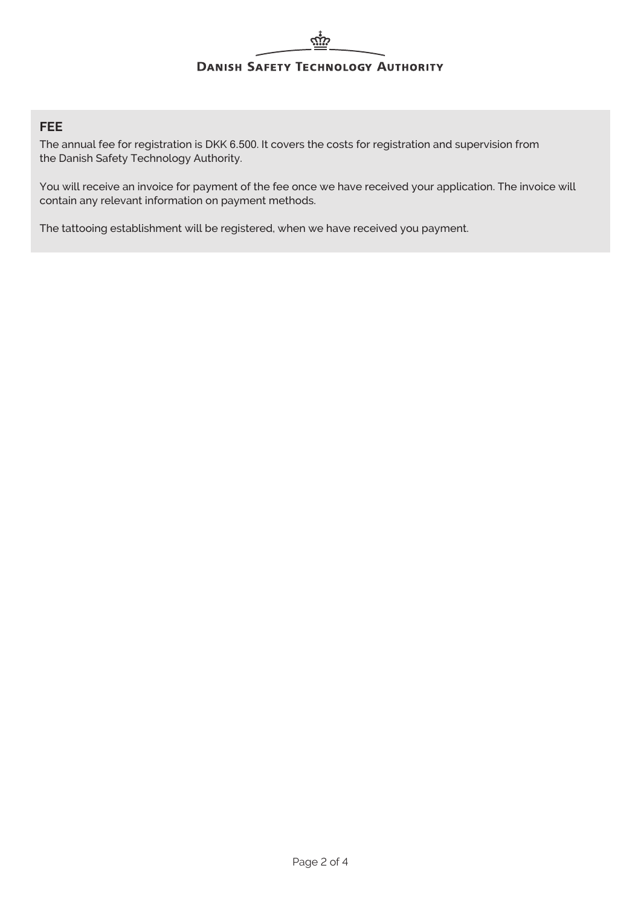## FEE

The annual fee for registration is DKK 6.500. It covers the costs for registration and supervision from the Danish Safety Technology Authority.

You will receive an invoice for payment of the fee once we have received your application. The invoice will contain any relevant information on payment methods.

The tattooing establishment will be registered, when we have received you payment.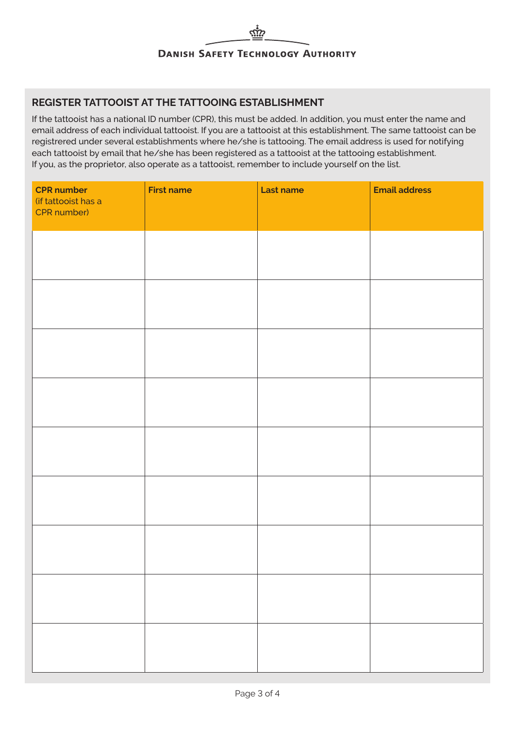DANISH SAFETY TECHNOLOGY AUTHORITY

## REGISTER TATTOOIST AT THE TATTOOING ESTABLISHMENT

If the tattoist has a national ID number (CPR), this must be added. In addition, you must enter the name and email address of each individual tattooist. If you are a tattooist at this establishment. The same tattooist can be registrered under several establishments where he/she is tattooing. The email address is used for notifying each tattooist by email that he/she has been registered as a tattooist at the tattooing establishment.
If you, as the proprietor, also operate as a tattooist, remember to include yourself on the list.

| **CPR number** (if tattooist has a CPR number) | **First name** | **Last name** | **Email address** |
|---|---|---|---|
| | | | |
| | | | |
| | | | |
| | | | |
| | | | |
| | | | |
| | | | |
| | | | |
| | | | |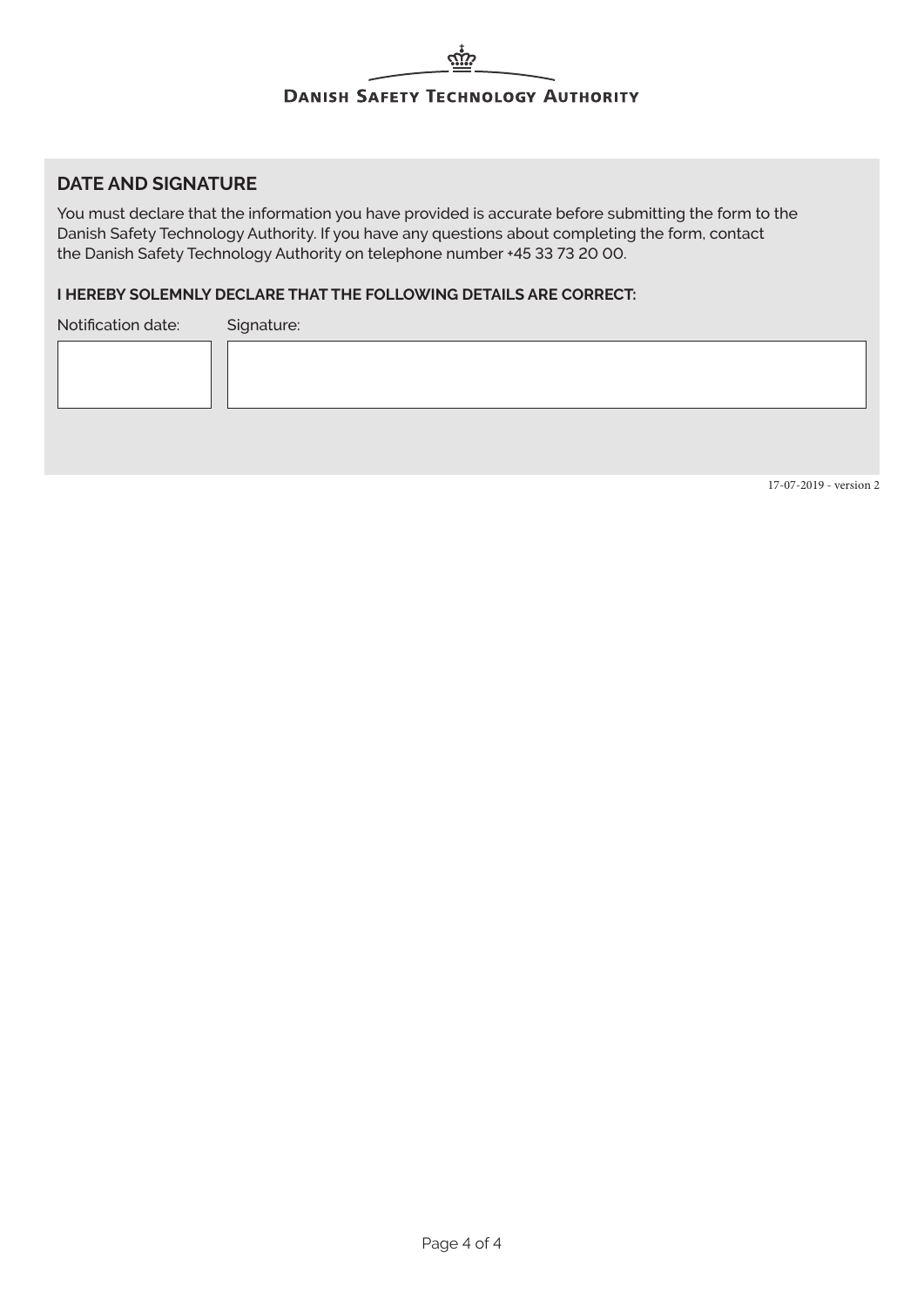## DATE AND SIGNATURE

You must declare that the information you have provided is accurate before submitting the form to the Danish Safety Technology Authority. If you have any questions about completing the form, contact the Danish Safety Technology Authority on telephone number +45 33 73 20 00.

**I HEREBY SOLEMNLY DECLARE THAT THE FOLLOWING DETAILS ARE CORRECT:**

| Notification date: | Signature: |
| --- | --- |
| | |

17-07-2019 - version 2